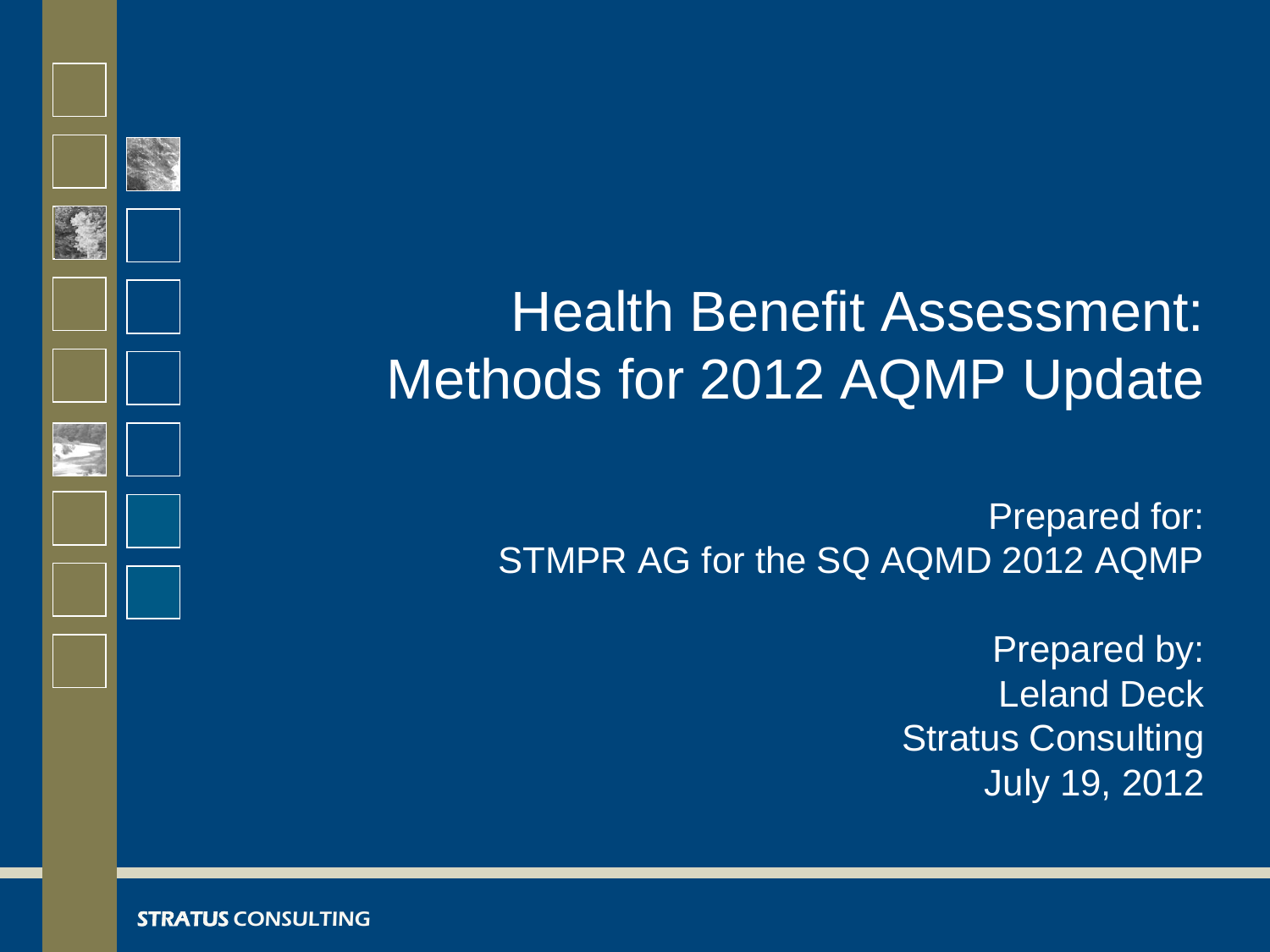# Health Benefit Assessment: Methods for 2012 AQMP Update

Prepared for:
STMPR AG for the SQ AQMD 2012 AQMP

Prepared by:
Leland Deck
Stratus Consulting
July 19, 2012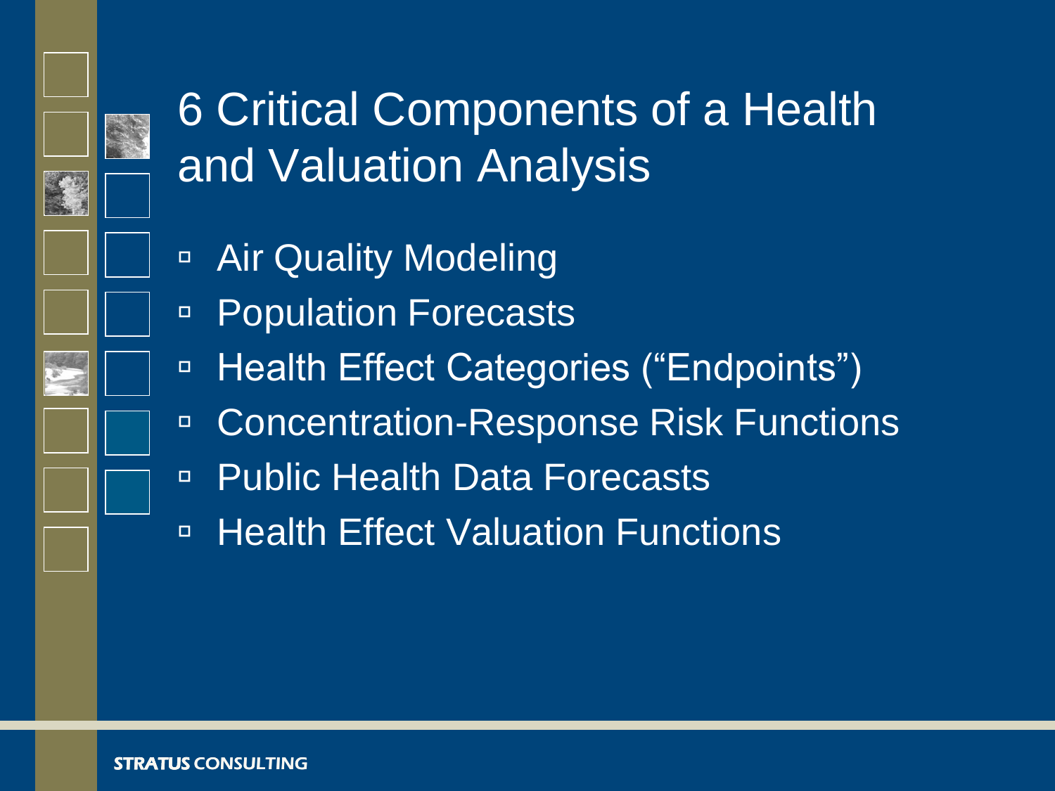# 6 Critical Components of a Health and Valuation Analysis

- Air Quality Modeling
- Population Forecasts
- Health Effect Categories ("Endpoints")
- Concentration-Response Risk Functions
- Public Health Data Forecasts
- Health Effect Valuation Functions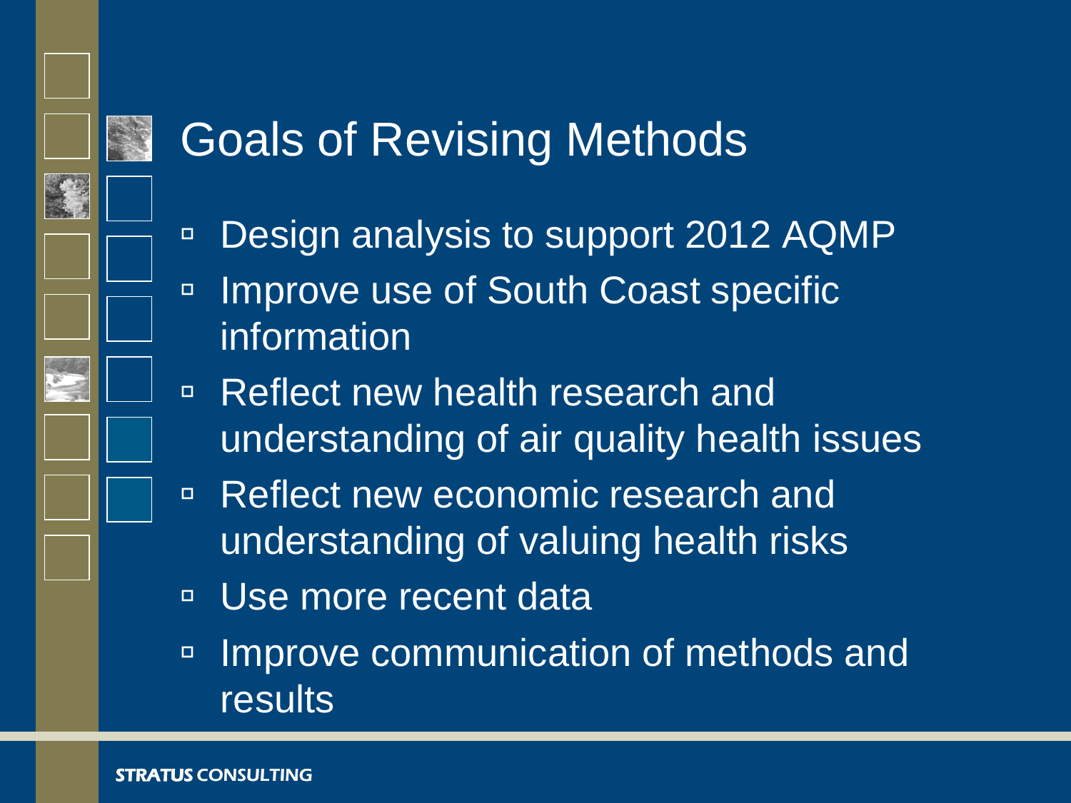# Goals of Revising Methods

- Design analysis to support 2012 AQMP
- Improve use of South Coast specific information
- Reflect new health research and understanding of air quality health issues
- Reflect new economic research and understanding of valuing health risks
- Use more recent data
- Improve communication of methods and results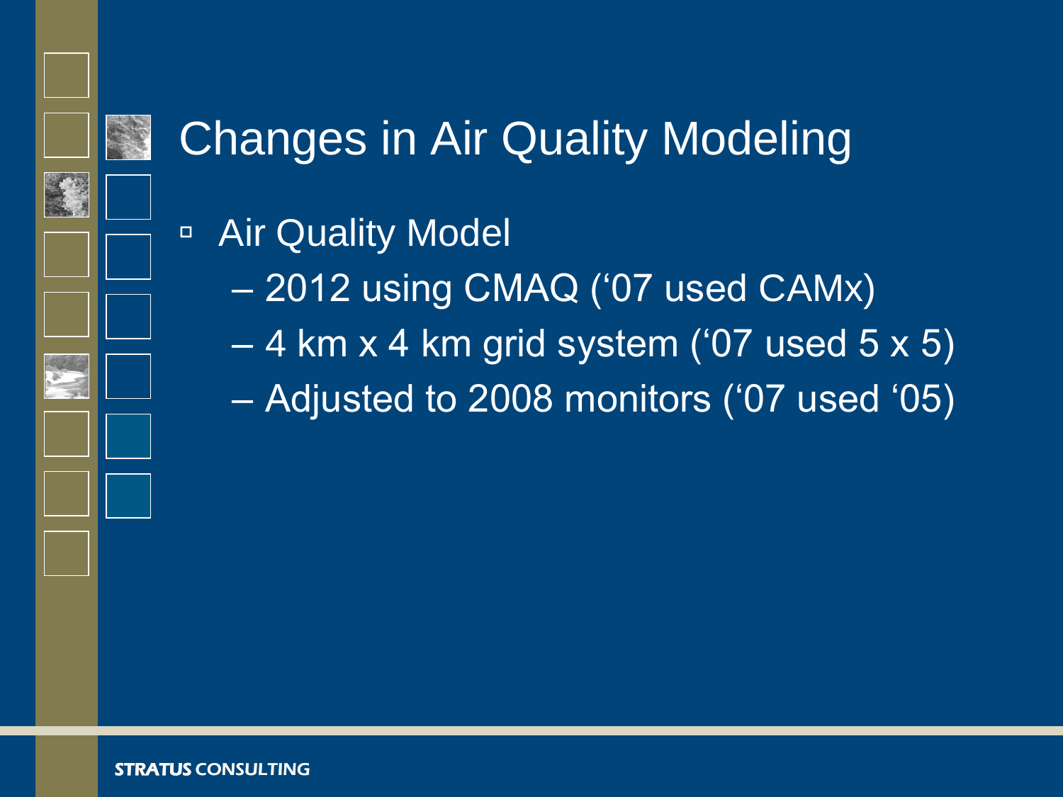# Changes in Air Quality Modeling

- Air Quality Model
  - 2012 using CMAQ ('07 used CAMx)
  - 4 km x 4 km grid system ('07 used 5 x 5)
  - Adjusted to 2008 monitors ('07 used '05)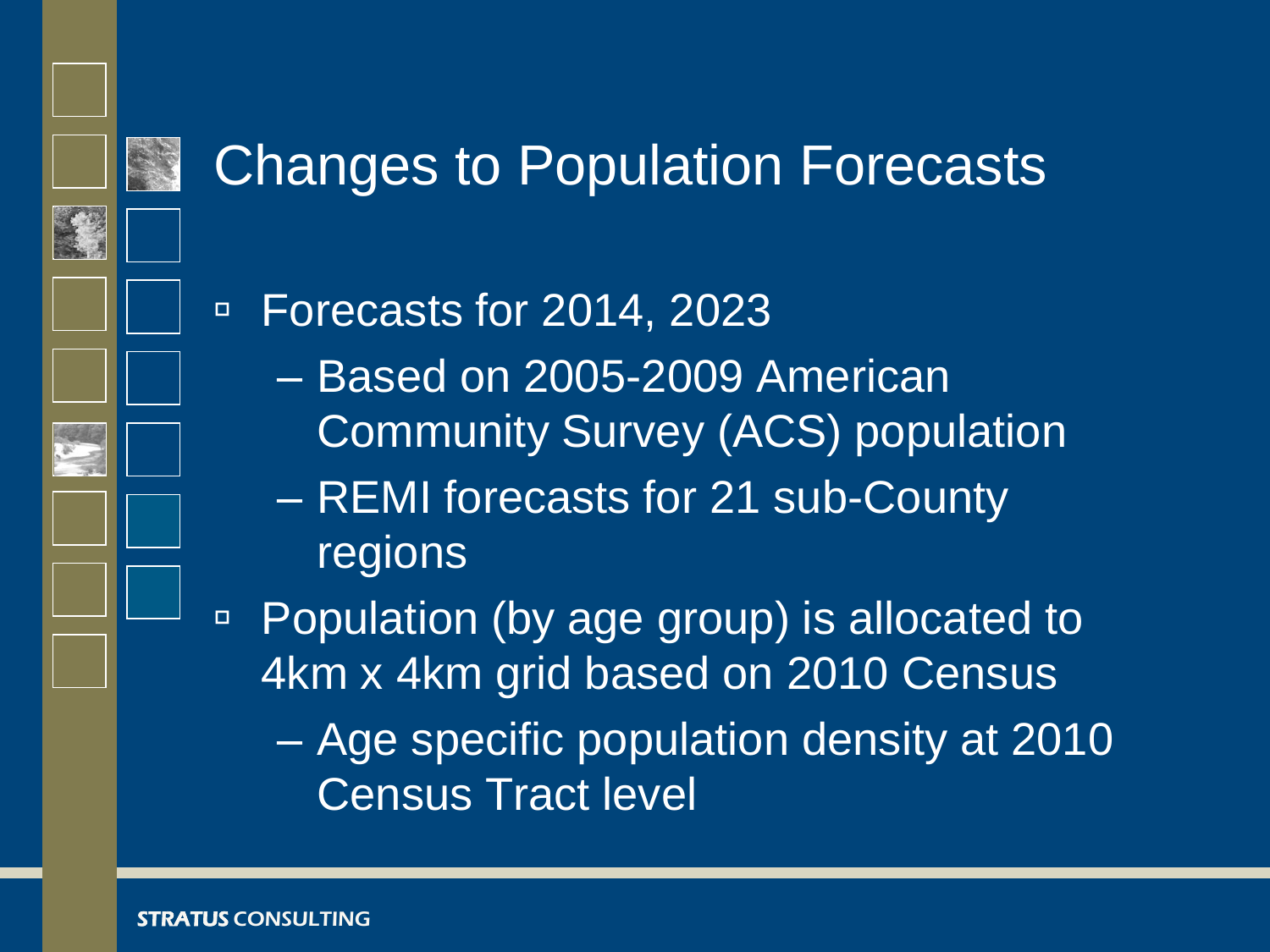# Changes to Population Forecasts

- Forecasts for 2014, 2023
  - Based on 2005-2009 American Community Survey (ACS) population
  - REMI forecasts for 21 sub-County regions
- Population (by age group) is allocated to 4km x 4km grid based on 2010 Census
  - Age specific population density at 2010 Census Tract level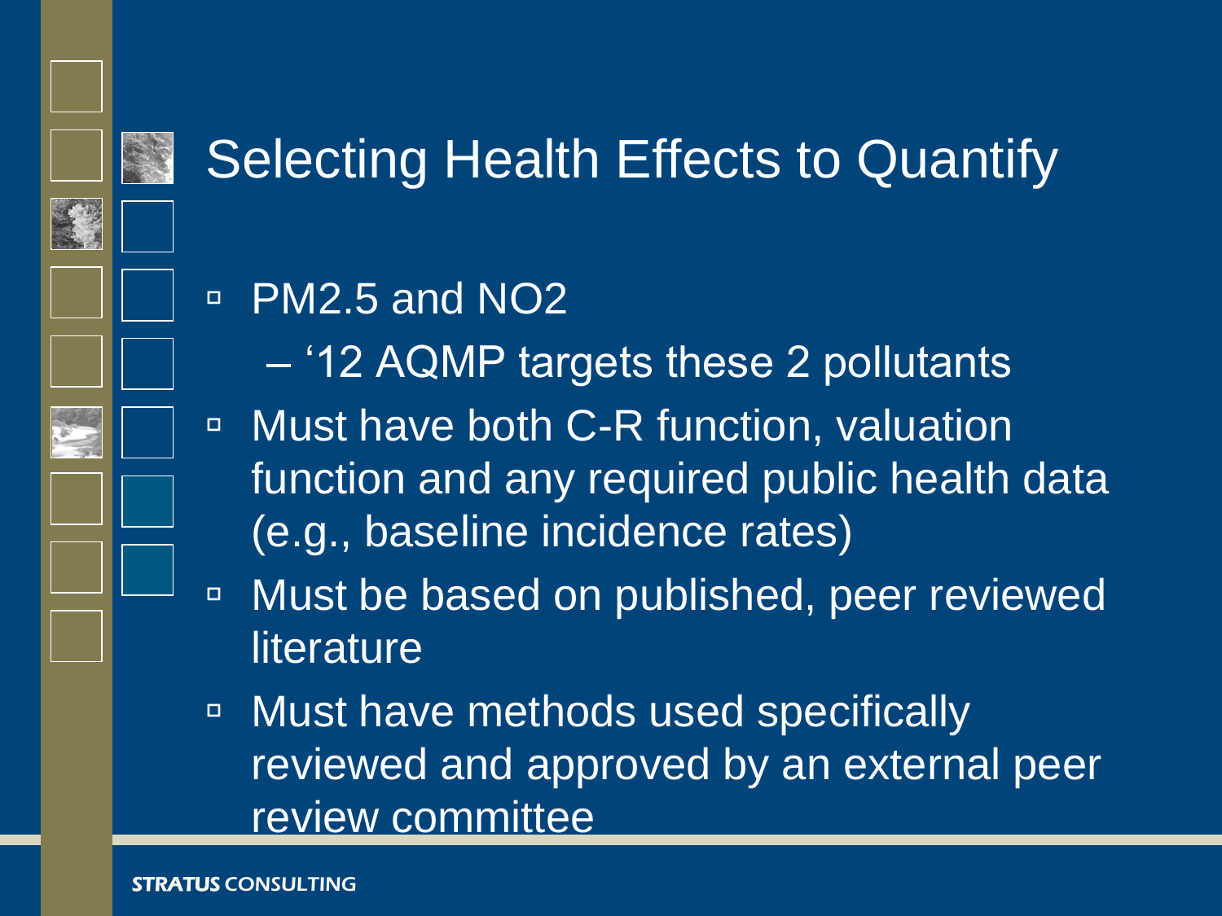# Selecting Health Effects to Quantify

- PM2.5 and NO2
  - '12 AQMP targets these 2 pollutants
- Must have both C-R function, valuation function and any required public health data (e.g., baseline incidence rates)
- Must be based on published, peer reviewed literature
- Must have methods used specifically reviewed and approved by an external peer review committee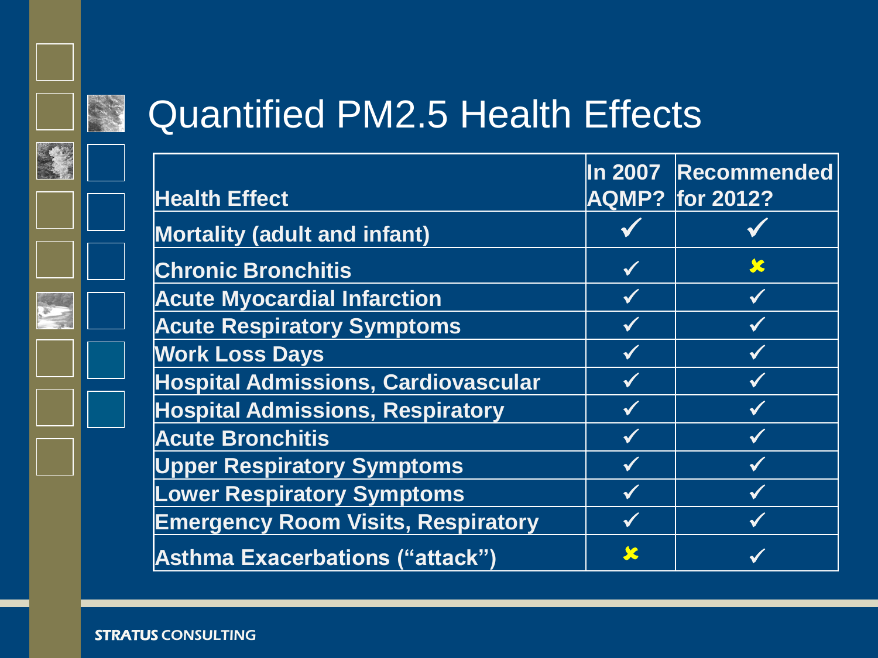# Quantified PM2.5 Health Effects

| Health Effect | In 2007 AQMP? | Recommended for 2012? |
|---|---|---|
| Mortality (adult and infant) | ✓ | ✓ |
| Chronic Bronchitis | ✓ | ✗ |
| Acute Myocardial Infarction | ✓ | ✓ |
| Acute Respiratory Symptoms | ✓ | ✓ |
| Work Loss Days | ✓ | ✓ |
| Hospital Admissions, Cardiovascular | ✓ | ✓ |
| Hospital Admissions, Respiratory | ✓ | ✓ |
| Acute Bronchitis | ✓ | ✓ |
| Upper Respiratory Symptoms | ✓ | ✓ |
| Lower Respiratory Symptoms | ✓ | ✓ |
| Emergency Room Visits, Respiratory | ✓ | ✓ |
| Asthma Exacerbations (“attack”) | ✗ | ✓ |

STRATUS CONSULTING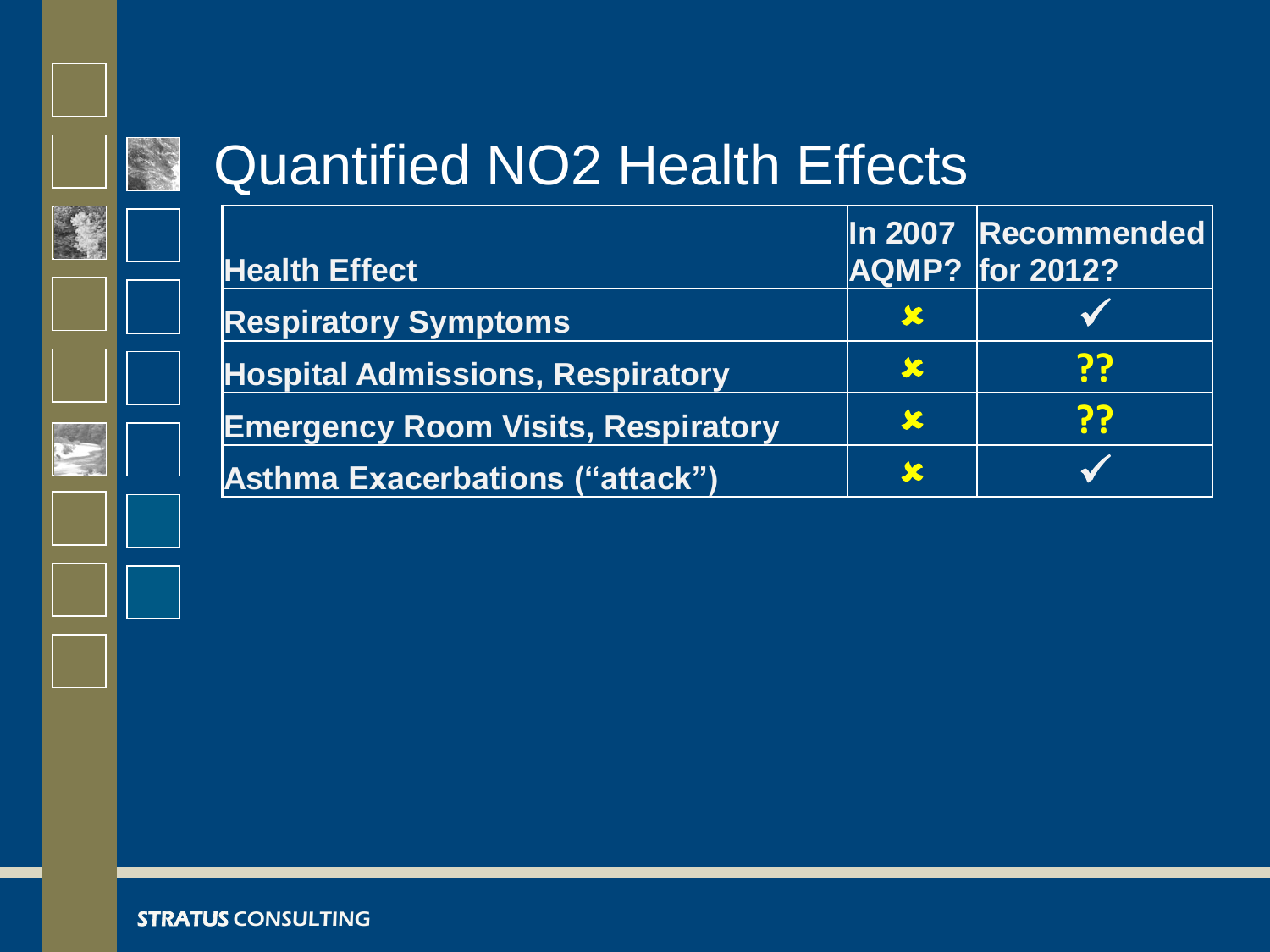# Quantified $NO_2$ Health Effects

| Health Effect | In 2007 AQMP? | Recommended for 2012? |
|---|---|---|
| Respiratory Symptoms | ✘ | ✓ |
| Hospital Admissions, Respiratory | ✘ | ?? |
| Emergency Room Visits, Respiratory | ✘ | ?? |
| Asthma Exacerbations (“attack”) | ✘ | ✓ |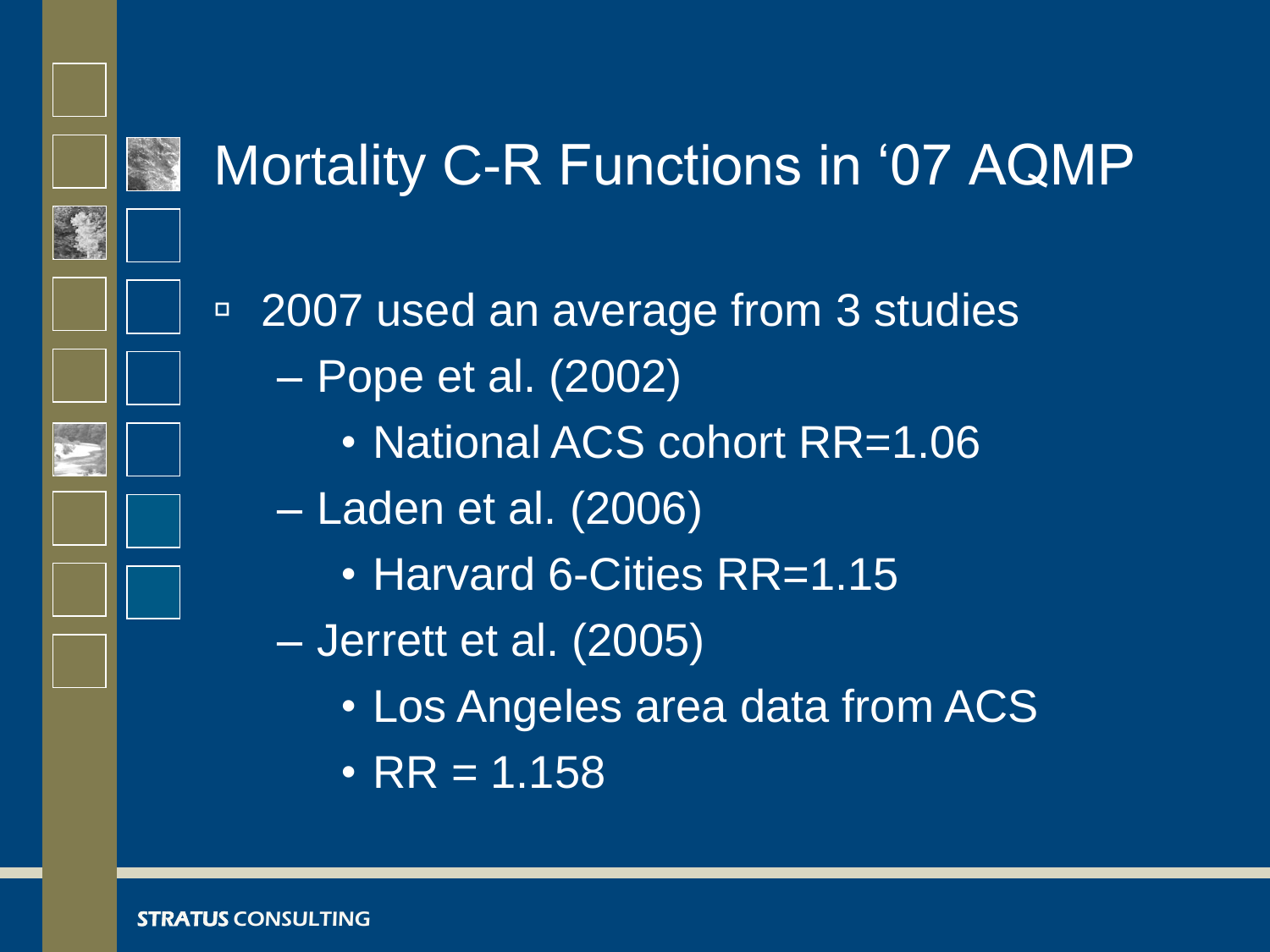# Mortality C-R Functions in '07 AQMP

- 2007 used an average from 3 studies
  - Pope et al. (2002)
    - National ACS cohort RR=1.06
  - Laden et al. (2006)
    - Harvard 6-Cities RR=1.15
  - Jerrett et al. (2005)
    - Los Angeles area data from ACS
    - RR = 1.158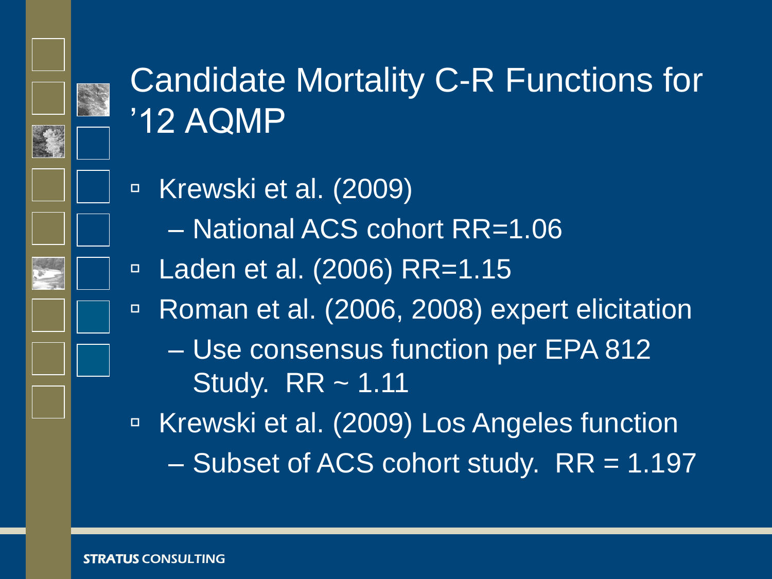# Candidate Mortality C-R Functions for '12 AQMP

- Krewski et al. (2009)
  - National ACS cohort RR=1.06
- Laden et al. (2006) RR=1.15
- Roman et al. (2006, 2008) expert elicitation
  - Use consensus function per EPA 812 Study. RR ~ 1.11
- Krewski et al. (2009) Los Angeles function
  - Subset of ACS cohort study. RR = 1.197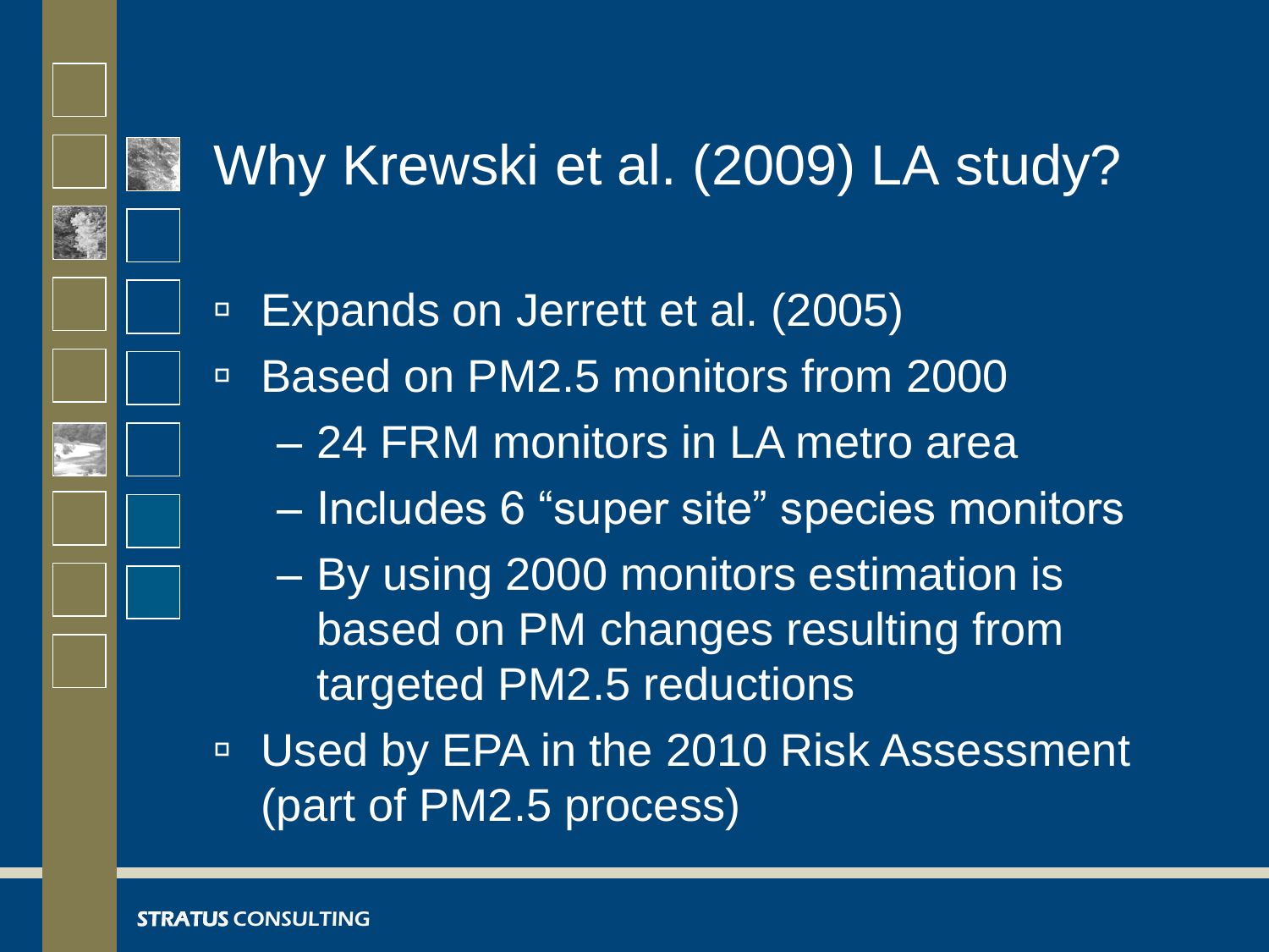# Why Krewski et al. (2009) LA study?

- Expands on Jerrett et al. (2005)
- Based on PM2.5 monitors from 2000
  - 24 FRM monitors in LA metro area
  - Includes 6 “super site” species monitors
  - By using 2000 monitors estimation is based on PM changes resulting from targeted PM2.5 reductions
- Used by EPA in the 2010 Risk Assessment (part of PM2.5 process)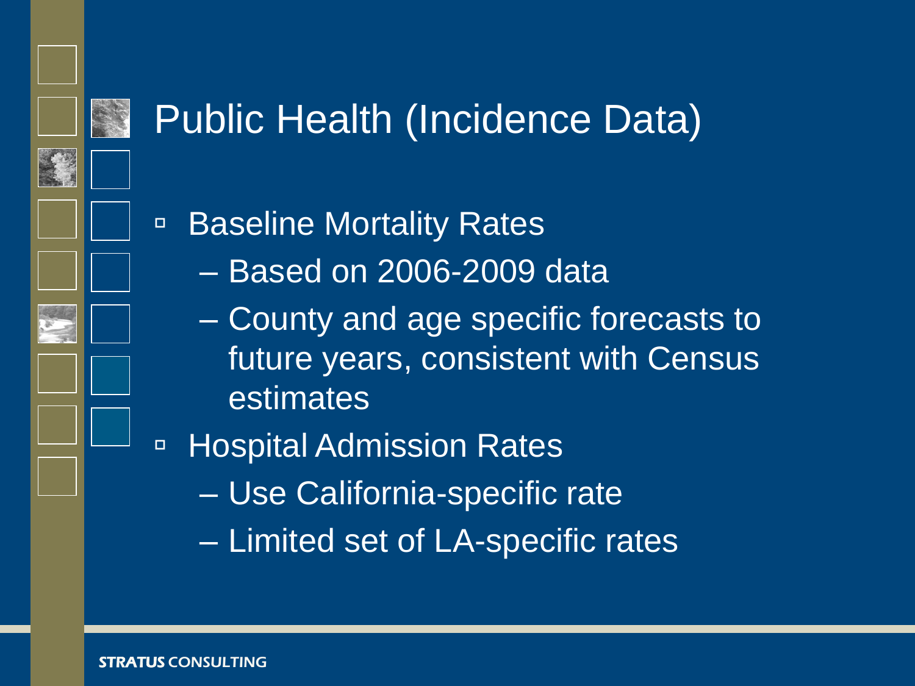# Public Health (Incidence Data)

- Baseline Mortality Rates
  - Based on 2006-2009 data
  - County and age specific forecasts to future years, consistent with Census estimates
- Hospital Admission Rates
  - Use California-specific rate
  - Limited set of LA-specific rates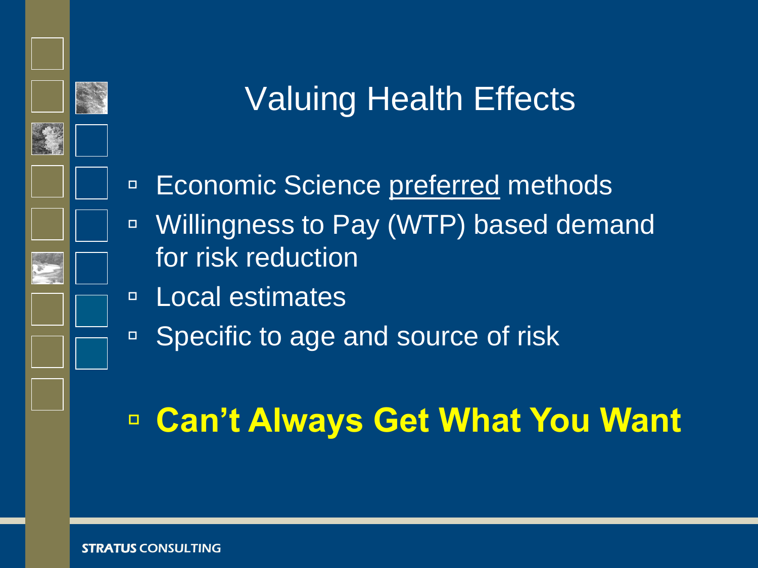# Valuing Health Effects

- Economic Science preferred methods
- Willingness to Pay (WTP) based demand for risk reduction
- Local estimates
- Specific to age and source of risk

- **Can't Always Get What You Want**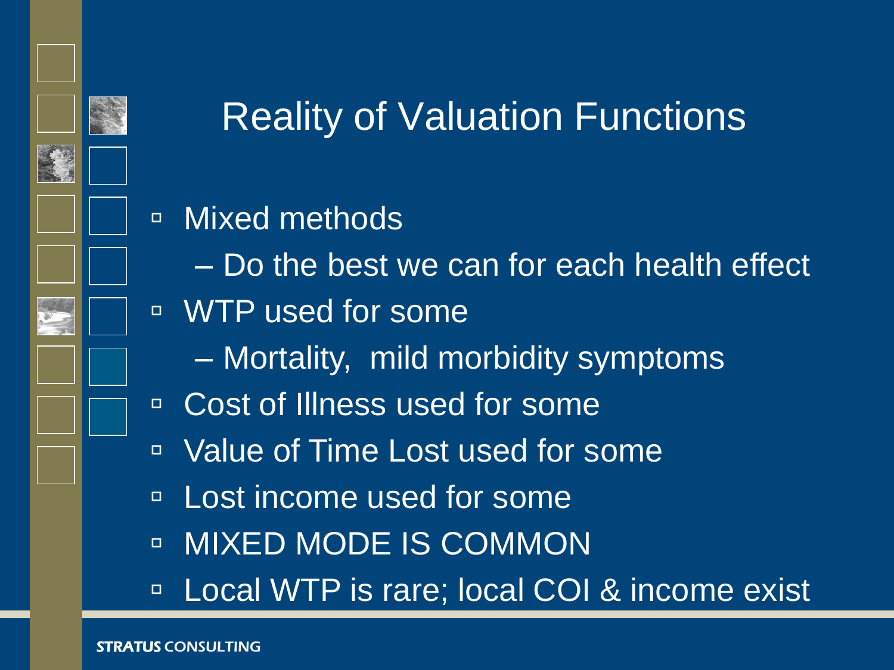# Reality of Valuation Functions

- Mixed methods
  - Do the best we can for each health effect
- WTP used for some
  - Mortality, mild morbidity symptoms
- Cost of Illness used for some
- Value of Time Lost used for some
- Lost income used for some
- MIXED MODE IS COMMON
- Local WTP is rare; local COI & income exist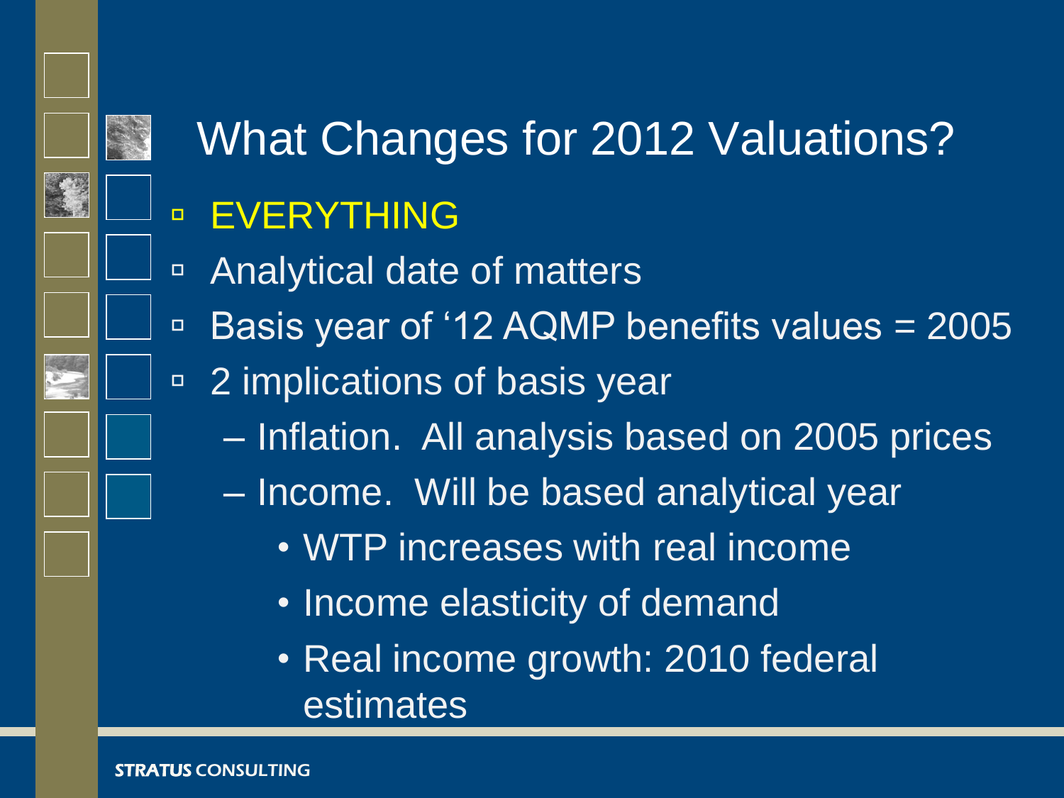# What Changes for 2012 Valuations?

- EVERYTHING
- Analytical date of matters
- Basis year of '12 AQMP benefits values = 2005
- 2 implications of basis year
  - Inflation. All analysis based on 2005 prices
  - Income. Will be based analytical year
    - WTP increases with real income
    - Income elasticity of demand
    - Real income growth: 2010 federal estimates

STRATUS CONSULTING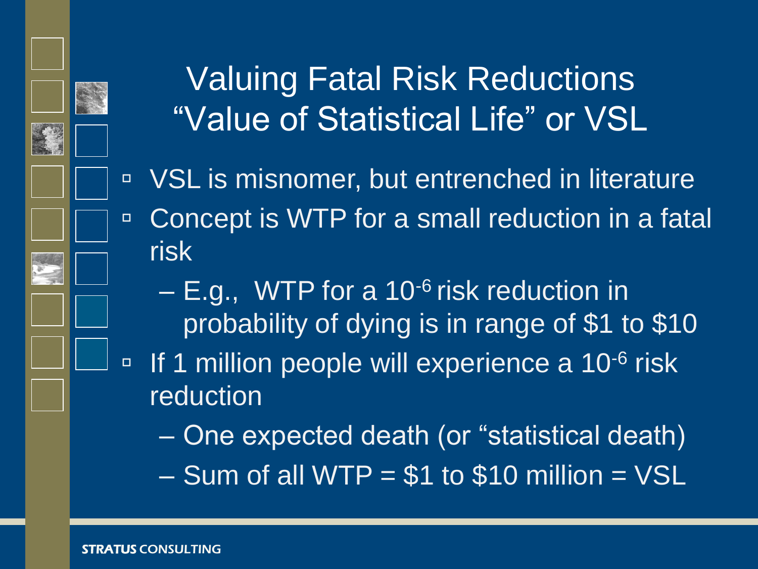# Valuing Fatal Risk Reductions "Value of Statistical Life" or VSL

- VSL is misnomer, but entrenched in literature
- Concept is WTP for a small reduction in a fatal risk
  - E.g., WTP for a $10^{-6}$ risk reduction in probability of dying is in range of $1 to $10
- If 1 million people will experience a $10^{-6}$ risk reduction
  - One expected death (or "statistical death)
  - Sum of all WTP = $1 to $10 million = VSL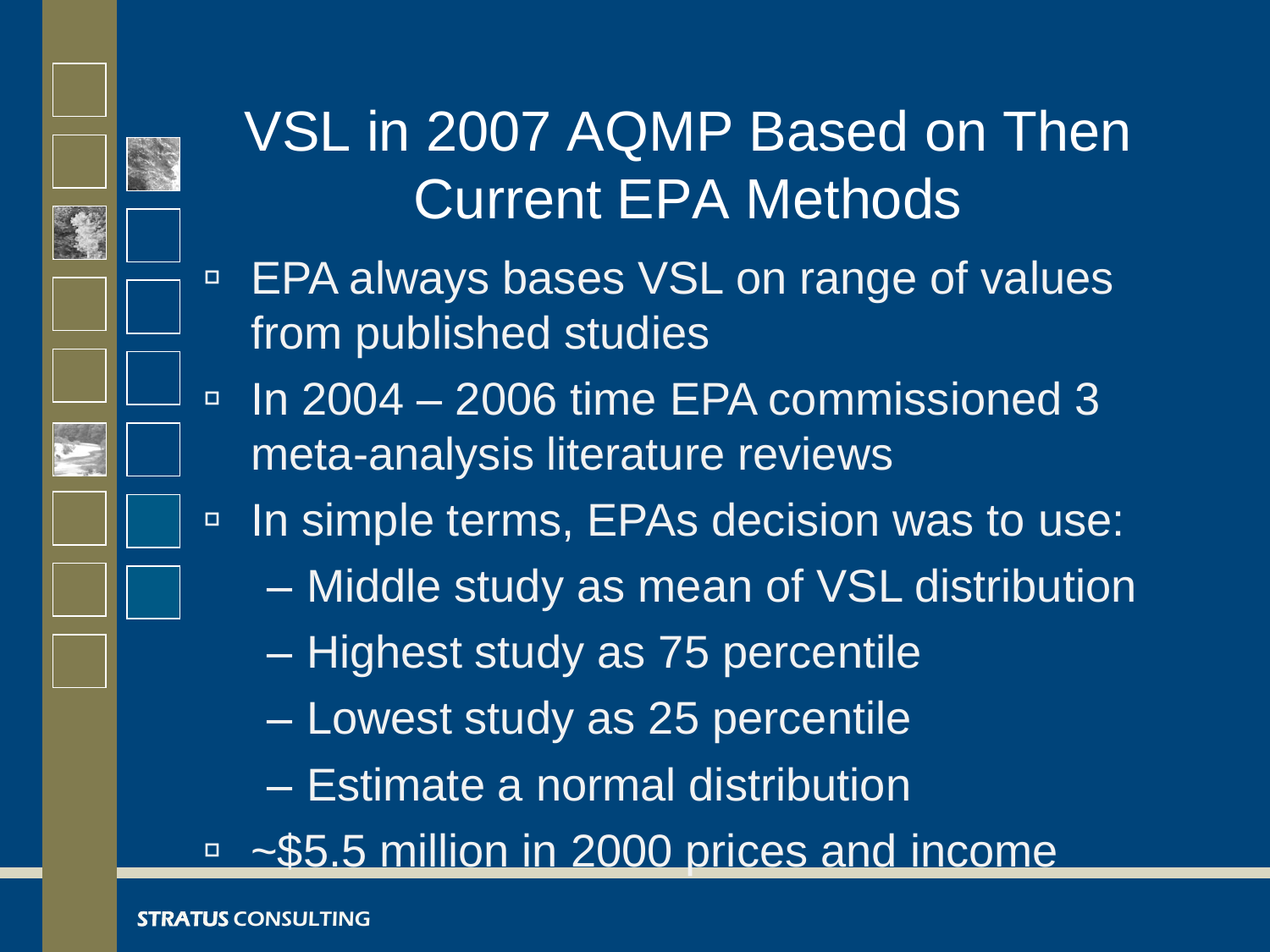# VSL in 2007 AQMP Based on Then Current EPA Methods

- EPA always bases VSL on range of values from published studies
- In 2004 – 2006 time EPA commissioned 3 meta-analysis literature reviews
- In simple terms, EPAs decision was to use:
  - Middle study as mean of VSL distribution
  - Highest study as 75 percentile
  - Lowest study as 25 percentile
  - Estimate a normal distribution
- ~$5.5 million in 2000 prices and income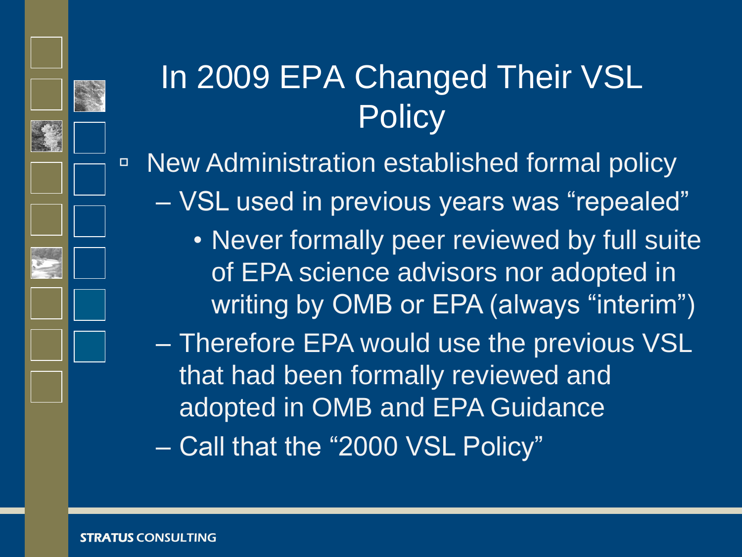# In 2009 EPA Changed Their VSL Policy

- New Administration established formal policy
  - VSL used in previous years was "repealed"
    - Never formally peer reviewed by full suite of EPA science advisors nor adopted in writing by OMB or EPA (always "interim")
  - Therefore EPA would use the previous VSL that had been formally reviewed and adopted in OMB and EPA Guidance
  - Call that the "2000 VSL Policy"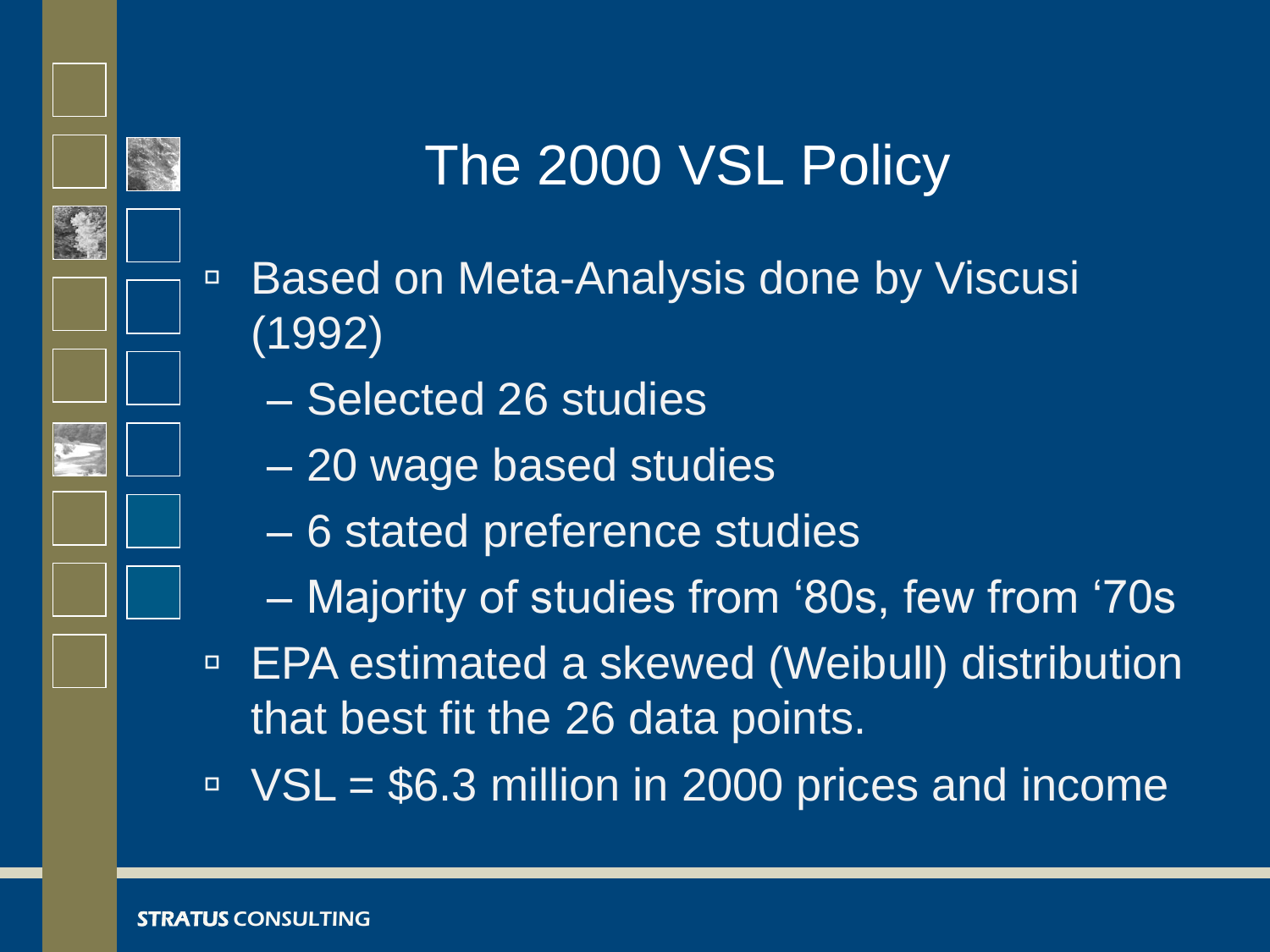# The 2000 VSL Policy

- Based on Meta-Analysis done by Viscusi (1992)
  - Selected 26 studies
  - 20 wage based studies
  - 6 stated preference studies
  - Majority of studies from ‘80s, few from ‘70s
- EPA estimated a skewed (Weibull) distribution that best fit the 26 data points.
- VSL = $6.3 million in 2000 prices and income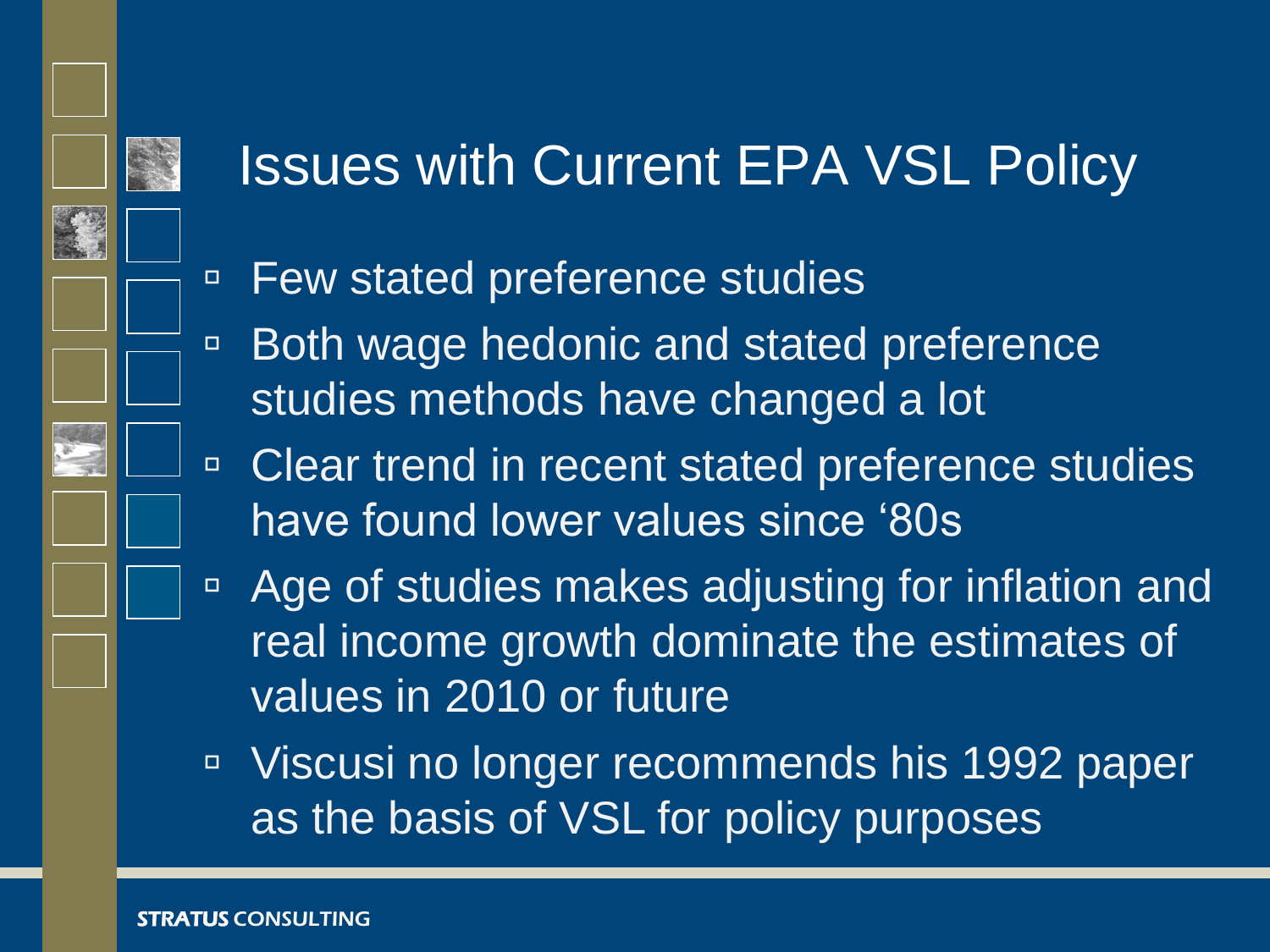# Issues with Current EPA VSL Policy

- Few stated preference studies
- Both wage hedonic and stated preference studies methods have changed a lot
- Clear trend in recent stated preference studies have found lower values since ‘80s
- Age of studies makes adjusting for inflation and real income growth dominate the estimates of values in 2010 or future
- Viscusi no longer recommends his 1992 paper as the basis of VSL for policy purposes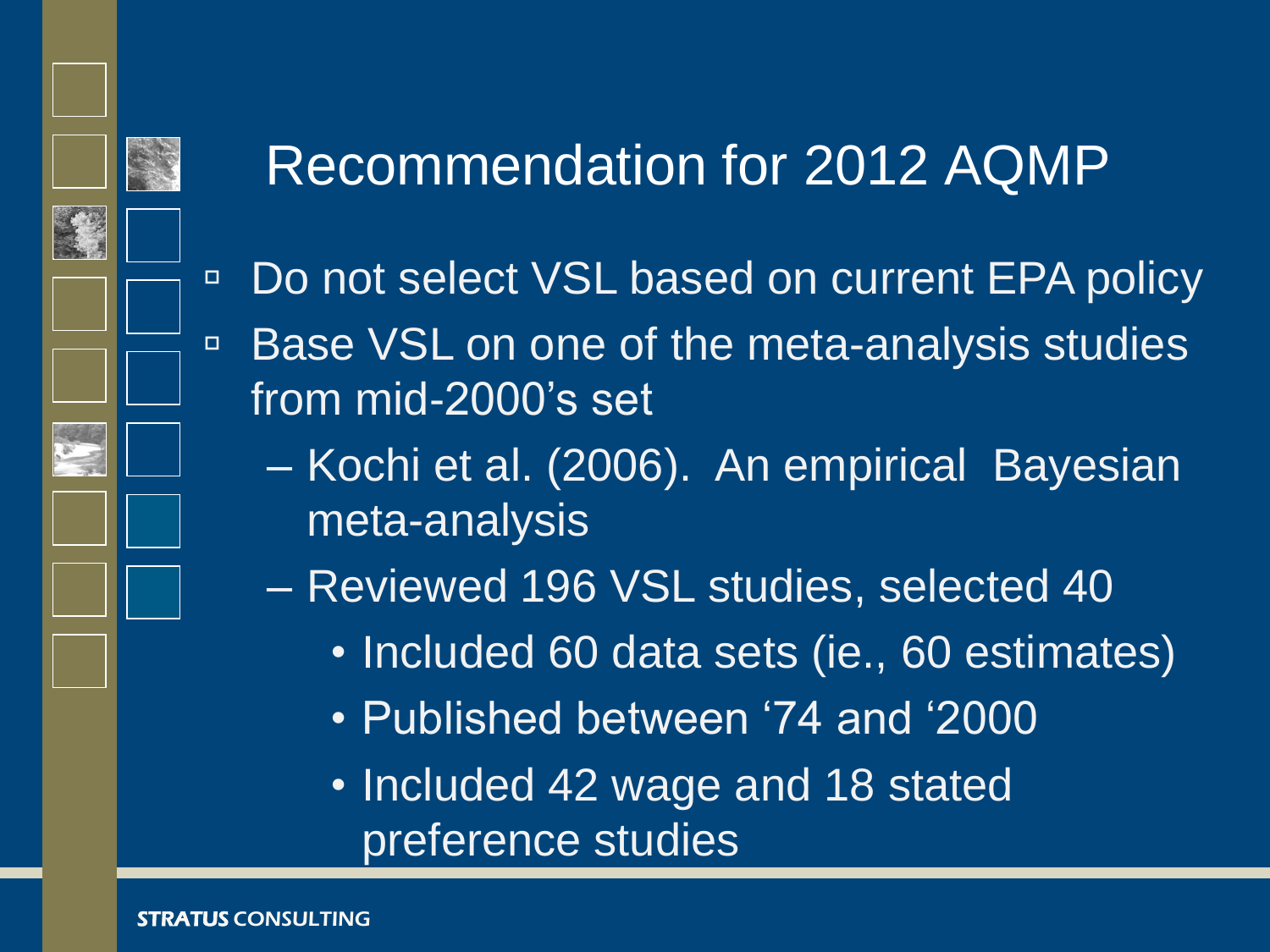# Recommendation for 2012 AQMP

- Do not select VSL based on current EPA policy
- Base VSL on one of the meta-analysis studies from mid-2000's set
  - Kochi et al. (2006). An empirical Bayesian meta-analysis
  - Reviewed 196 VSL studies, selected 40
    - Included 60 data sets (ie., 60 estimates)
    - Published between '74 and '2000
    - Included 42 wage and 18 stated preference studies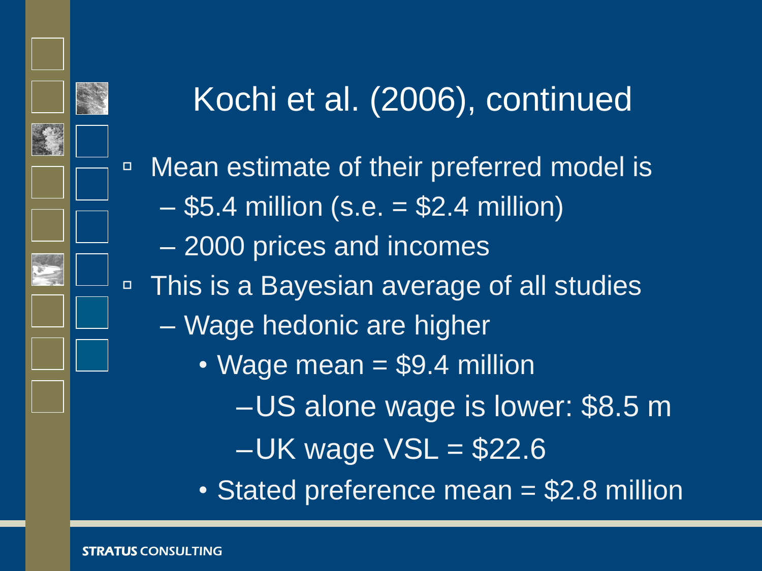# Kochi et al. (2006), continued

- Mean estimate of their preferred model is
  - $5.4 million (s.e. = $2.4 million)
  - 2000 prices and incomes
- This is a Bayesian average of all studies
  - Wage hedonic are higher
    - Wage mean = $9.4 million
      - US alone wage is lower: $8.5 m
      - UK wage VSL = $22.6
    - Stated preference mean = $2.8 million